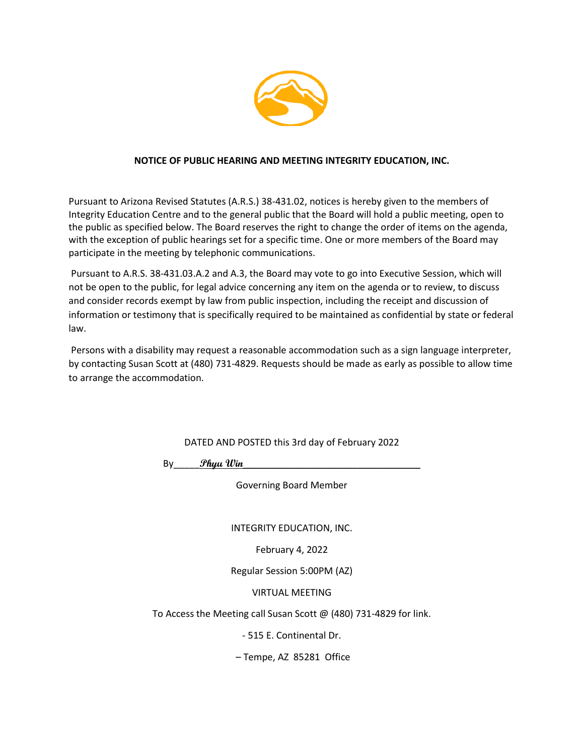**NOTICE OF PUBLIC HEARING AND MEETING INTEGRITY EDUCATION, INC.**

Pursuant to Arizona Revised Statutes (A.R.S.) 38-431.02, notices is hereby given to the members of Integrity Education Centre and to the general public that the Board will hold a public meeting, open to the public as specified below. The Board reserves the right to change the order of items on the agenda, with the exception of public hearings set for a specific time. One or more members of the Board may participate in the meeting by telephonic communications.

Pursuant to A.R.S. 38-431.03.A.2 and A.3, the Board may vote to go into Executive Session, which will not be open to the public, for legal advice concerning any item on the agenda or to review, to discuss and consider records exempt by law from public inspection, including the receipt and discussion of information or testimony that is specifically required to be maintained as confidential by state or federal law.

Persons with a disability may request a reasonable accommodation such as a sign language interpreter, by contacting Susan Scott at (480) 731-4829. Requests should be made as early as possible to allow time to arrange the accommodation.

DATED AND POSTED this 3rd day of February 2022

By_____*Phyu Win*___________________________________

Governing Board Member

INTEGRITY EDUCATION, INC.

February 4, 2022

Regular Session 5:00PM (AZ)

VIRTUAL MEETING

To Access the Meeting call Susan Scott @ (480) 731-4829 for link.

- 515 E. Continental Dr.

– Tempe, AZ 85281 Office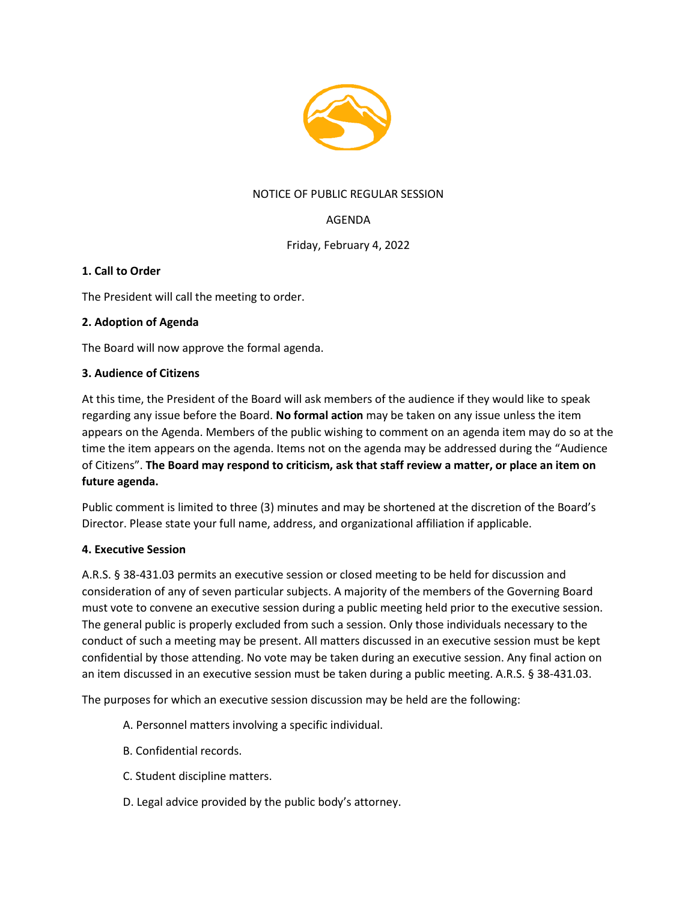NOTICE OF PUBLIC REGULAR SESSION

AGENDA

Friday, February 4, 2022

**1. Call to Order**

The President will call the meeting to order.

**2. Adoption of Agenda**

The Board will now approve the formal agenda.

**3. Audience of Citizens**

At this time, the President of the Board will ask members of the audience if they would like to speak regarding any issue before the Board. **No formal action** may be taken on any issue unless the item appears on the Agenda. Members of the public wishing to comment on an agenda item may do so at the time the item appears on the agenda. Items not on the agenda may be addressed during the "Audience of Citizens". **The Board may respond to criticism, ask that staff review a matter, or place an item on future agenda.**

Public comment is limited to three (3) minutes and may be shortened at the discretion of the Board's Director. Please state your full name, address, and organizational affiliation if applicable.

**4. Executive Session**

A.R.S. § 38-431.03 permits an executive session or closed meeting to be held for discussion and consideration of any of seven particular subjects. A majority of the members of the Governing Board must vote to convene an executive session during a public meeting held prior to the executive session. The general public is properly excluded from such a session. Only those individuals necessary to the conduct of such a meeting may be present. All matters discussed in an executive session must be kept confidential by those attending. No vote may be taken during an executive session. Any final action on an item discussed in an executive session must be taken during a public meeting. A.R.S. § 38-431.03.

The purposes for which an executive session discussion may be held are the following:

A. Personnel matters involving a specific individual.

B. Confidential records.

C. Student discipline matters.

D. Legal advice provided by the public body's attorney.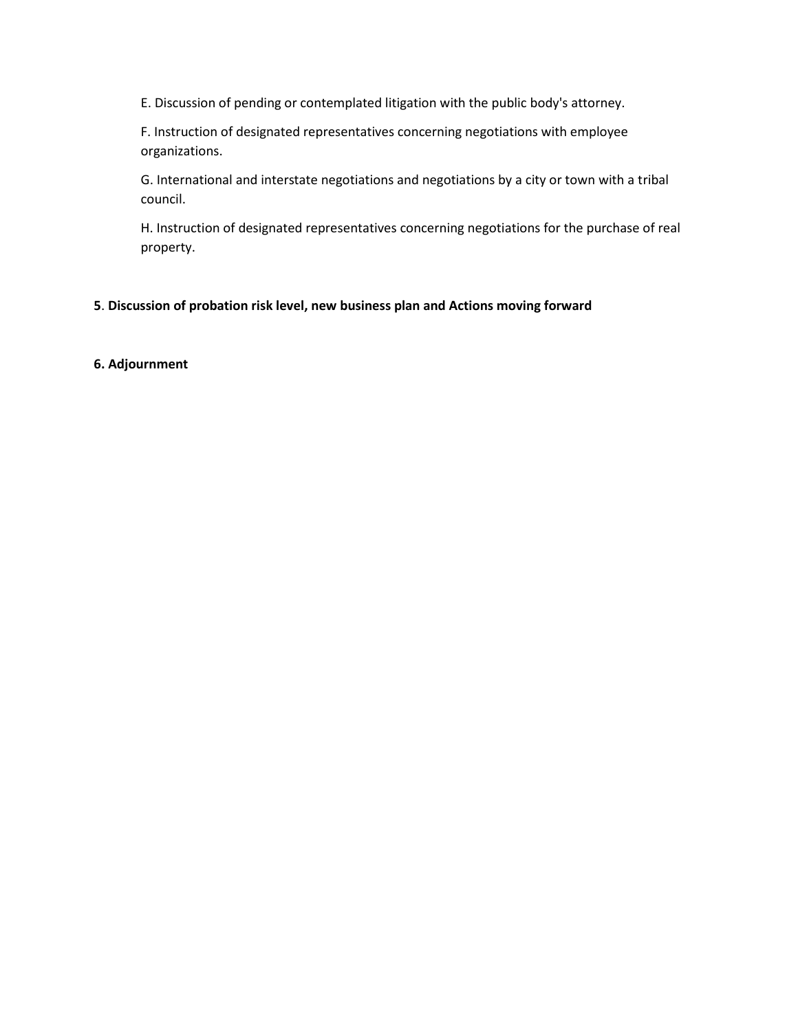E. Discussion of pending or contemplated litigation with the public body's attorney.

F. Instruction of designated representatives concerning negotiations with employee organizations.

G. International and interstate negotiations and negotiations by a city or town with a tribal council.

H. Instruction of designated representatives concerning negotiations for the purchase of real property.

**5**. **Discussion of probation risk level, new business plan and Actions moving forward**

**6. Adjournment**